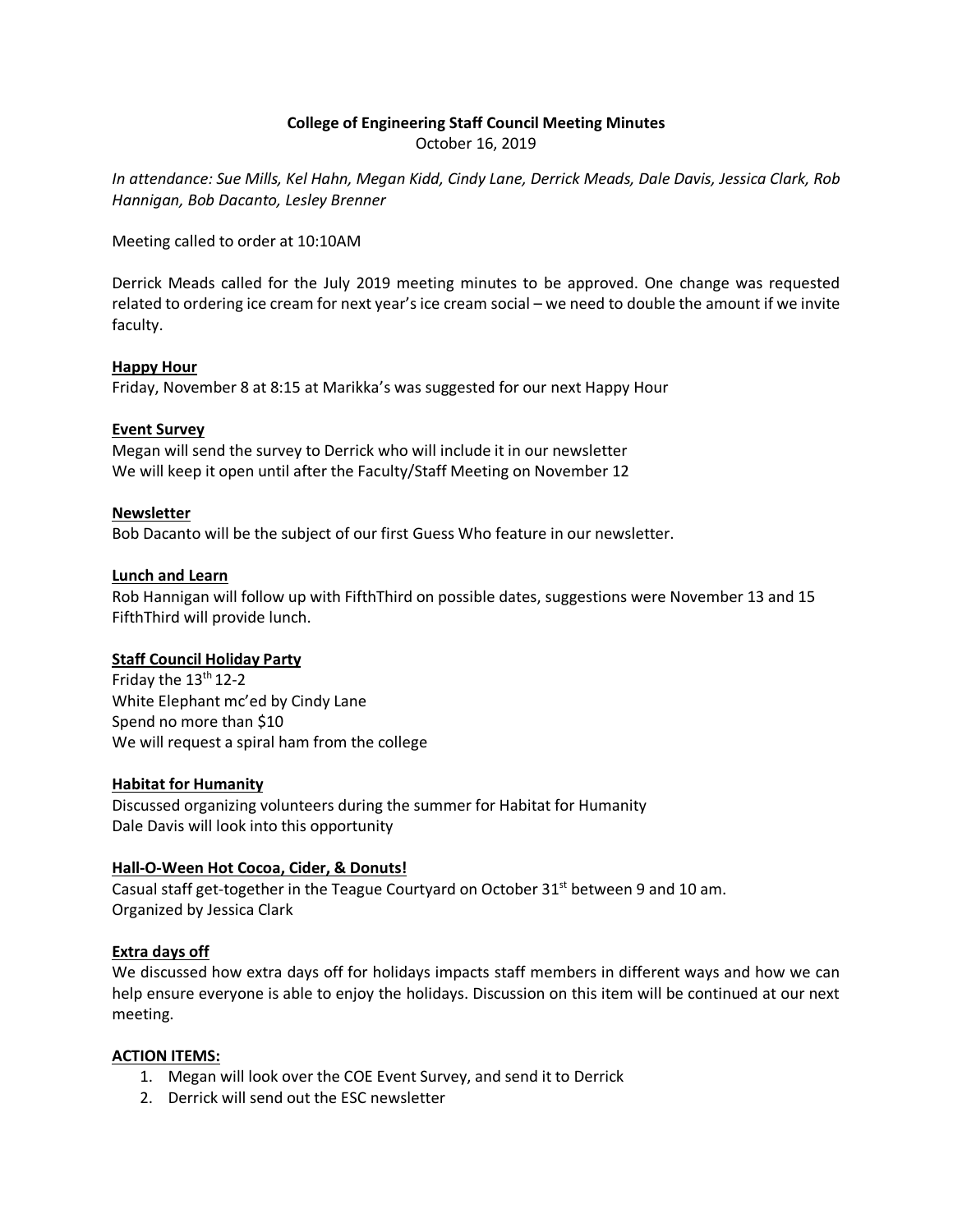**College of Engineering Staff Council Meeting Minutes**

October 16, 2019

*In attendance: Sue Mills, Kel Hahn, Megan Kidd, Cindy Lane, Derrick Meads, Dale Davis, Jessica Clark, Rob Hannigan, Bob Dacanto, Lesley Brenner*

Meeting called to order at 10:10AM

Derrick Meads called for the July 2019 meeting minutes to be approved. One change was requested related to ordering ice cream for next year's ice cream social – we need to double the amount if we invite faculty.

**Happy Hour**

Friday, November 8 at 8:15 at Marikka's was suggested for our next Happy Hour

**Event Survey**

Megan will send the survey to Derrick who will include it in our newsletter
We will keep it open until after the Faculty/Staff Meeting on November 12

**Newsletter**

Bob Dacanto will be the subject of our first Guess Who feature in our newsletter.

**Lunch and Learn**

Rob Hannigan will follow up with FifthThird on possible dates, suggestions were November 13 and 15
FifthThird will provide lunch.

**Staff Council Holiday Party**

Friday the 13th 12-2
White Elephant mc'ed by Cindy Lane
Spend no more than $10
We will request a spiral ham from the college

**Habitat for Humanity**

Discussed organizing volunteers during the summer for Habitat for Humanity
Dale Davis will look into this opportunity

**Hall-O-Ween Hot Cocoa, Cider, & Donuts!**

Casual staff get-together in the Teague Courtyard on October 31st between 9 and 10 am.
Organized by Jessica Clark

**Extra days off**

We discussed how extra days off for holidays impacts staff members in different ways and how we can help ensure everyone is able to enjoy the holidays. Discussion on this item will be continued at our next meeting.

**ACTION ITEMS:**

1. Megan will look over the COE Event Survey, and send it to Derrick
2. Derrick will send out the ESC newsletter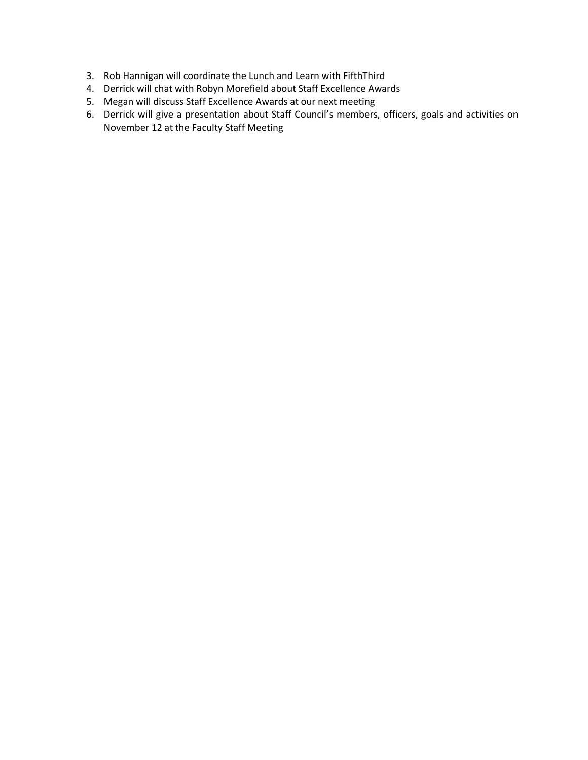3. Rob Hannigan will coordinate the Lunch and Learn with FifthThird
4. Derrick will chat with Robyn Morefield about Staff Excellence Awards
5. Megan will discuss Staff Excellence Awards at our next meeting
6. Derrick will give a presentation about Staff Council's members, officers, goals and activities on November 12 at the Faculty Staff Meeting